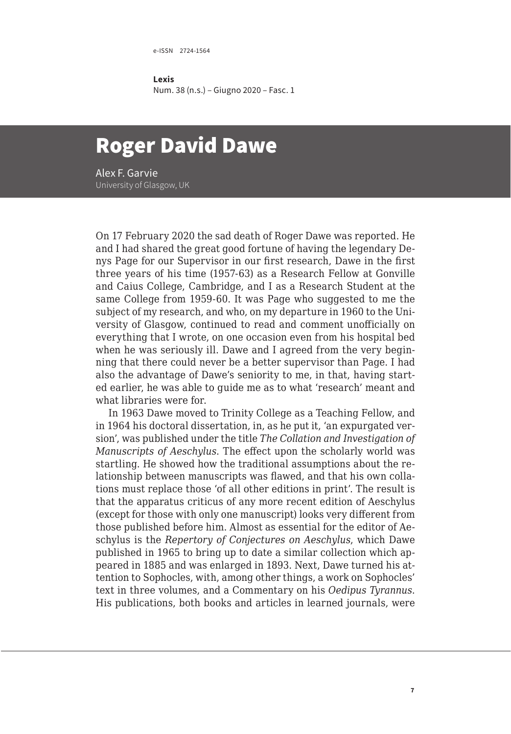# Roger David Dawe

Alex F. Garvie
University of Glasgow, UK

On 17 February 2020 the sad death of Roger Dawe was reported. He and I had shared the great good fortune of having the legendary Denys Page for our Supervisor in our first research, Dawe in the first three years of his time (1957-63) as a Research Fellow at Gonville and Caius College, Cambridge, and I as a Research Student at the same College from 1959-60. It was Page who suggested to me the subject of my research, and who, on my departure in 1960 to the University of Glasgow, continued to read and comment unofficially on everything that I wrote, on one occasion even from his hospital bed when he was seriously ill. Dawe and I agreed from the very beginning that there could never be a better supervisor than Page. I had also the advantage of Dawe's seniority to me, in that, having started earlier, he was able to guide me as to what 'research' meant and what libraries were for.

In 1963 Dawe moved to Trinity College as a Teaching Fellow, and in 1964 his doctoral dissertation, in, as he put it, 'an expurgated version', was published under the title *The Collation and Investigation of Manuscripts of Aeschylus*. The effect upon the scholarly world was startling. He showed how the traditional assumptions about the relationship between manuscripts was flawed, and that his own collations must replace those 'of all other editions in print'. The result is that the apparatus criticus of any more recent edition of Aeschylus (except for those with only one manuscript) looks very different from those published before him. Almost as essential for the editor of Aeschylus is the *Repertory of Conjectures on Aeschylus*, which Dawe published in 1965 to bring up to date a similar collection which appeared in 1885 and was enlarged in 1893. Next, Dawe turned his attention to Sophocles, with, among other things, a work on Sophocles' text in three volumes, and a Commentary on his *Oedipus Tyrannus*. His publications, both books and articles in learned journals, were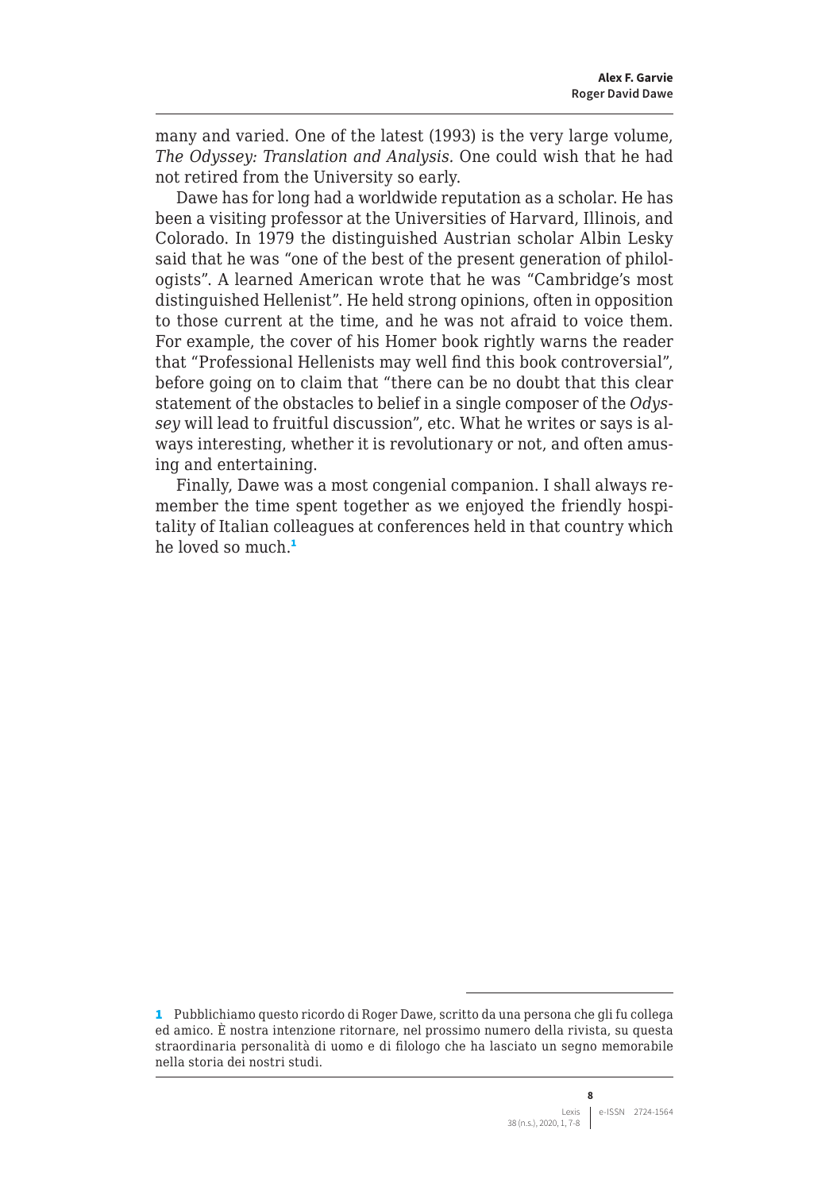many and varied. One of the latest (1993) is the very large volume, *The Odyssey: Translation and Analysis.* One could wish that he had not retired from the University so early.

Dawe has for long had a worldwide reputation as a scholar. He has been a visiting professor at the Universities of Harvard, Illinois, and Colorado. In 1979 the distinguished Austrian scholar Albin Lesky said that he was "one of the best of the present generation of philologists". A learned American wrote that he was "Cambridge's most distinguished Hellenist". He held strong opinions, often in opposition to those current at the time, and he was not afraid to voice them. For example, the cover of his Homer book rightly warns the reader that "Professional Hellenists may well find this book controversial", before going on to claim that "there can be no doubt that this clear statement of the obstacles to belief in a single composer of the *Odyssey* will lead to fruitful discussion", etc. What he writes or says is always interesting, whether it is revolutionary or not, and often amusing and entertaining.

Finally, Dawe was a most congenial companion. I shall always remember the time spent together as we enjoyed the friendly hospitality of Italian colleagues at conferences held in that country which he loved so much.[1]

---

1 Pubblichiamo questo ricordo di Roger Dawe, scritto da una persona che gli fu collega ed amico. È nostra intenzione ritornare, nel prossimo numero della rivista, su questa straordinaria personalità di uomo e di filologo che ha lasciato un segno memorabile nella storia dei nostri studi.